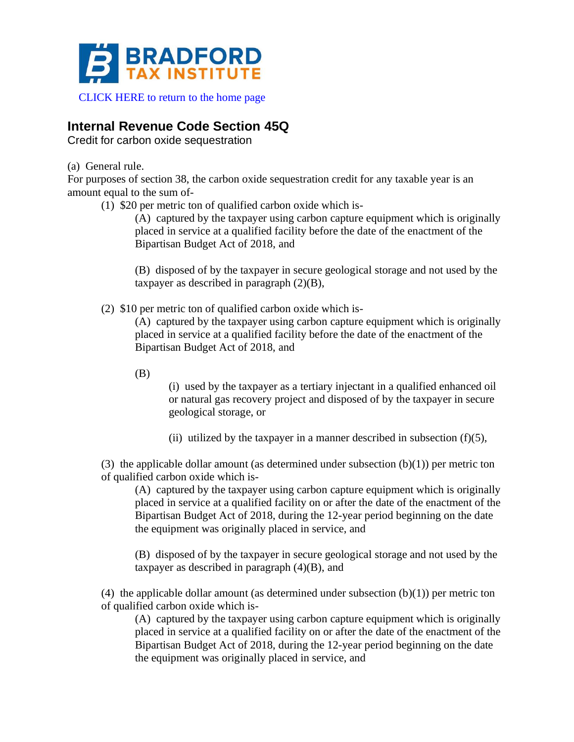# BRADFORD TAX INSTITUTE

CLICK HERE to return to the home page

## Internal Revenue Code Section 45Q

Credit for carbon oxide sequestration

(a) General rule.

For purposes of section 38, the carbon oxide sequestration credit for any taxable year is an amount equal to the sum of-

(1) $20 per metric ton of qualified carbon oxide which is-

(A) captured by the taxpayer using carbon capture equipment which is originally placed in service at a qualified facility before the date of the enactment of the Bipartisan Budget Act of 2018, and

(B) disposed of by the taxpayer in secure geological storage and not used by the taxpayer as described in paragraph (2)(B),

(2) $10 per metric ton of qualified carbon oxide which is-

(A) captured by the taxpayer using carbon capture equipment which is originally placed in service at a qualified facility before the date of the enactment of the Bipartisan Budget Act of 2018, and

(B)

(i) used by the taxpayer as a tertiary injectant in a qualified enhanced oil or natural gas recovery project and disposed of by the taxpayer in secure geological storage, or

(ii) utilized by the taxpayer in a manner described in subsection (f)(5),

(3) the applicable dollar amount (as determined under subsection (b)(1)) per metric ton of qualified carbon oxide which is-

(A) captured by the taxpayer using carbon capture equipment which is originally placed in service at a qualified facility on or after the date of the enactment of the Bipartisan Budget Act of 2018, during the 12-year period beginning on the date the equipment was originally placed in service, and

(B) disposed of by the taxpayer in secure geological storage and not used by the taxpayer as described in paragraph (4)(B), and

(4) the applicable dollar amount (as determined under subsection (b)(1)) per metric ton of qualified carbon oxide which is-

(A) captured by the taxpayer using carbon capture equipment which is originally placed in service at a qualified facility on or after the date of the enactment of the Bipartisan Budget Act of 2018, during the 12-year period beginning on the date the equipment was originally placed in service, and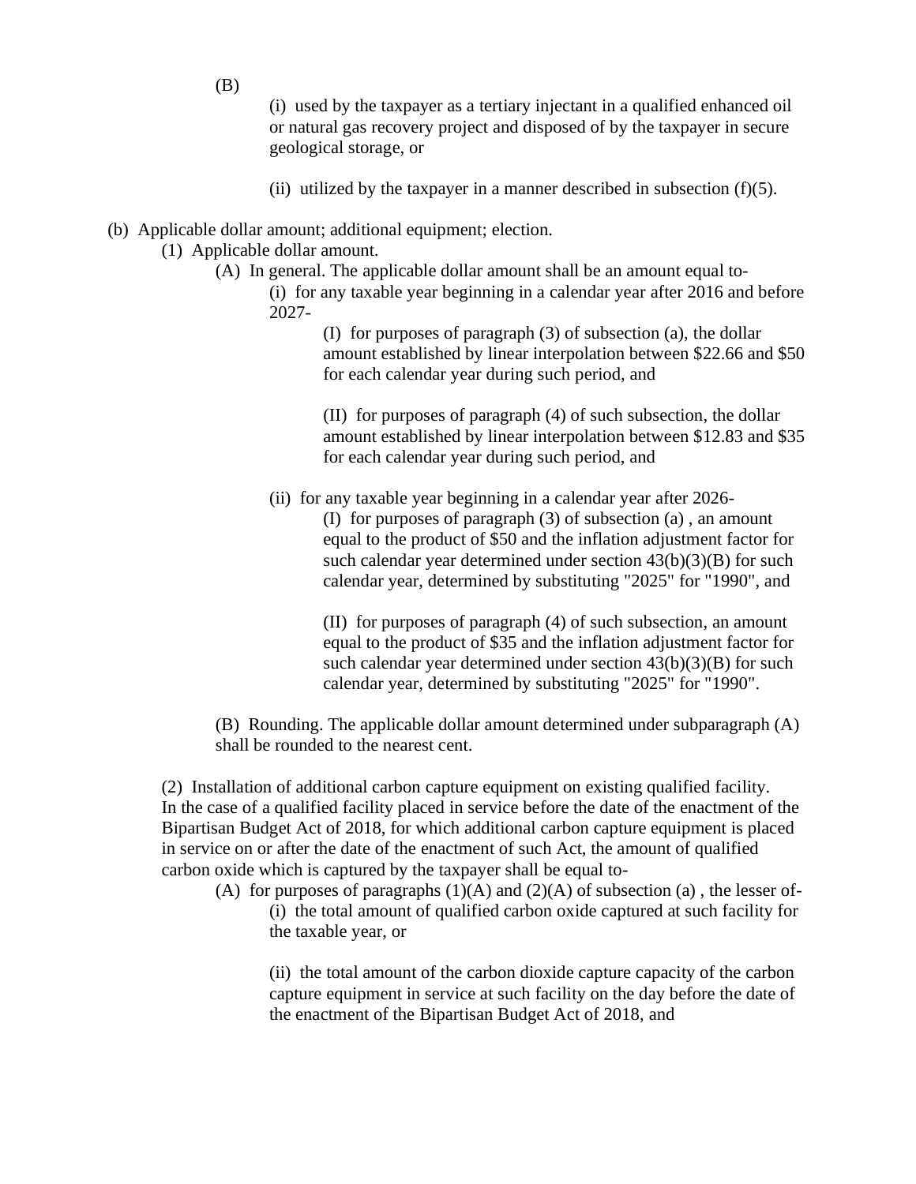(B)

(i) used by the taxpayer as a tertiary injectant in a qualified enhanced oil or natural gas recovery project and disposed of by the taxpayer in secure geological storage, or

(ii) utilized by the taxpayer in a manner described in subsection (f)(5).

(b) Applicable dollar amount; additional equipment; election.

(1) Applicable dollar amount.

(A) In general. The applicable dollar amount shall be an amount equal to-

(i) for any taxable year beginning in a calendar year after 2016 and before 2027-

(I) for purposes of paragraph (3) of subsection (a), the dollar amount established by linear interpolation between $22.66 and $50 for each calendar year during such period, and

(II) for purposes of paragraph (4) of such subsection, the dollar amount established by linear interpolation between $12.83 and $35 for each calendar year during such period, and

(ii) for any taxable year beginning in a calendar year after 2026-

(I) for purposes of paragraph (3) of subsection (a) , an amount equal to the product of $50 and the inflation adjustment factor for such calendar year determined under section 43(b)(3)(B) for such calendar year, determined by substituting "2025" for "1990", and

(II) for purposes of paragraph (4) of such subsection, an amount equal to the product of $35 and the inflation adjustment factor for such calendar year determined under section 43(b)(3)(B) for such calendar year, determined by substituting "2025" for "1990".

(B) Rounding. The applicable dollar amount determined under subparagraph (A) shall be rounded to the nearest cent.

(2) Installation of additional carbon capture equipment on existing qualified facility. In the case of a qualified facility placed in service before the date of the enactment of the Bipartisan Budget Act of 2018, for which additional carbon capture equipment is placed in service on or after the date of the enactment of such Act, the amount of qualified carbon oxide which is captured by the taxpayer shall be equal to-

(A) for purposes of paragraphs (1)(A) and (2)(A) of subsection (a) , the lesser of-

(i) the total amount of qualified carbon oxide captured at such facility for the taxable year, or

(ii) the total amount of the carbon dioxide capture capacity of the carbon capture equipment in service at such facility on the day before the date of the enactment of the Bipartisan Budget Act of 2018, and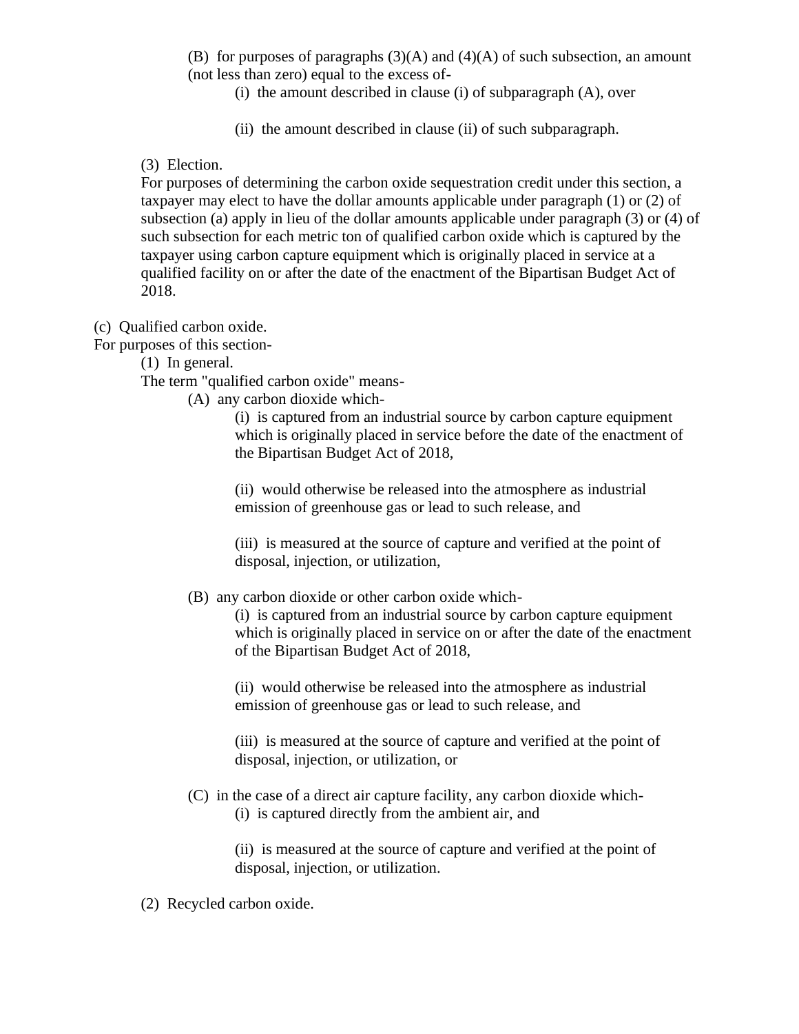(B) for purposes of paragraphs (3)(A) and (4)(A) of such subsection, an amount (not less than zero) equal to the excess of-

(i) the amount described in clause (i) of subparagraph (A), over

(ii) the amount described in clause (ii) of such subparagraph.

(3) Election.

For purposes of determining the carbon oxide sequestration credit under this section, a taxpayer may elect to have the dollar amounts applicable under paragraph (1) or (2) of subsection (a) apply in lieu of the dollar amounts applicable under paragraph (3) or (4) of such subsection for each metric ton of qualified carbon oxide which is captured by the taxpayer using carbon capture equipment which is originally placed in service at a qualified facility on or after the date of the enactment of the Bipartisan Budget Act of 2018.

(c) Qualified carbon oxide.

For purposes of this section-

(1) In general.

The term "qualified carbon oxide" means-

(A) any carbon dioxide which-

(i) is captured from an industrial source by carbon capture equipment which is originally placed in service before the date of the enactment of the Bipartisan Budget Act of 2018,

(ii) would otherwise be released into the atmosphere as industrial emission of greenhouse gas or lead to such release, and

(iii) is measured at the source of capture and verified at the point of disposal, injection, or utilization,

(B) any carbon dioxide or other carbon oxide which-

(i) is captured from an industrial source by carbon capture equipment which is originally placed in service on or after the date of the enactment of the Bipartisan Budget Act of 2018,

(ii) would otherwise be released into the atmosphere as industrial emission of greenhouse gas or lead to such release, and

(iii) is measured at the source of capture and verified at the point of disposal, injection, or utilization, or

(C) in the case of a direct air capture facility, any carbon dioxide which-

(i) is captured directly from the ambient air, and

(ii) is measured at the source of capture and verified at the point of disposal, injection, or utilization.

(2) Recycled carbon oxide.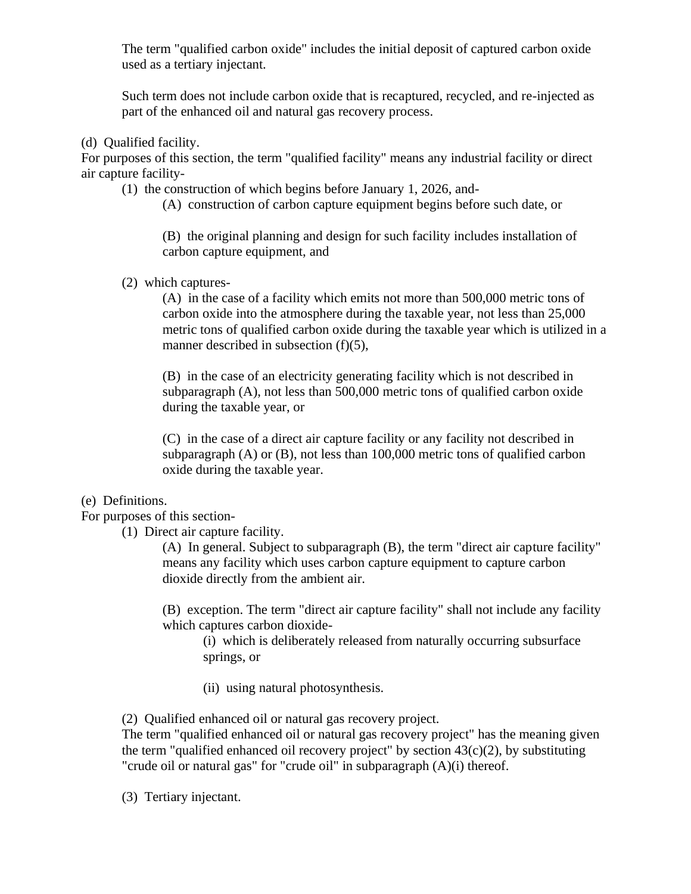The term "qualified carbon oxide" includes the initial deposit of captured carbon oxide used as a tertiary injectant.

Such term does not include carbon oxide that is recaptured, recycled, and re-injected as part of the enhanced oil and natural gas recovery process.

(d) Qualified facility.
For purposes of this section, the term "qualified facility" means any industrial facility or direct air capture facility-

(1) the construction of which begins before January 1, 2026, and-

(A) construction of carbon capture equipment begins before such date, or

(B) the original planning and design for such facility includes installation of carbon capture equipment, and

(2) which captures-

(A) in the case of a facility which emits not more than 500,000 metric tons of carbon oxide into the atmosphere during the taxable year, not less than 25,000 metric tons of qualified carbon oxide during the taxable year which is utilized in a manner described in subsection (f)(5),

(B) in the case of an electricity generating facility which is not described in subparagraph (A), not less than 500,000 metric tons of qualified carbon oxide during the taxable year, or

(C) in the case of a direct air capture facility or any facility not described in subparagraph (A) or (B), not less than 100,000 metric tons of qualified carbon oxide during the taxable year.

(e) Definitions.
For purposes of this section-

(1) Direct air capture facility.

(A) In general. Subject to subparagraph (B), the term "direct air capture facility" means any facility which uses carbon capture equipment to capture carbon dioxide directly from the ambient air.

(B) exception. The term "direct air capture facility" shall not include any facility which captures carbon dioxide-

(i) which is deliberately released from naturally occurring subsurface springs, or

(ii) using natural photosynthesis.

(2) Qualified enhanced oil or natural gas recovery project.
The term "qualified enhanced oil or natural gas recovery project" has the meaning given the term "qualified enhanced oil recovery project" by section 43(c)(2), by substituting "crude oil or natural gas" for "crude oil" in subparagraph (A)(i) thereof.

(3) Tertiary injectant.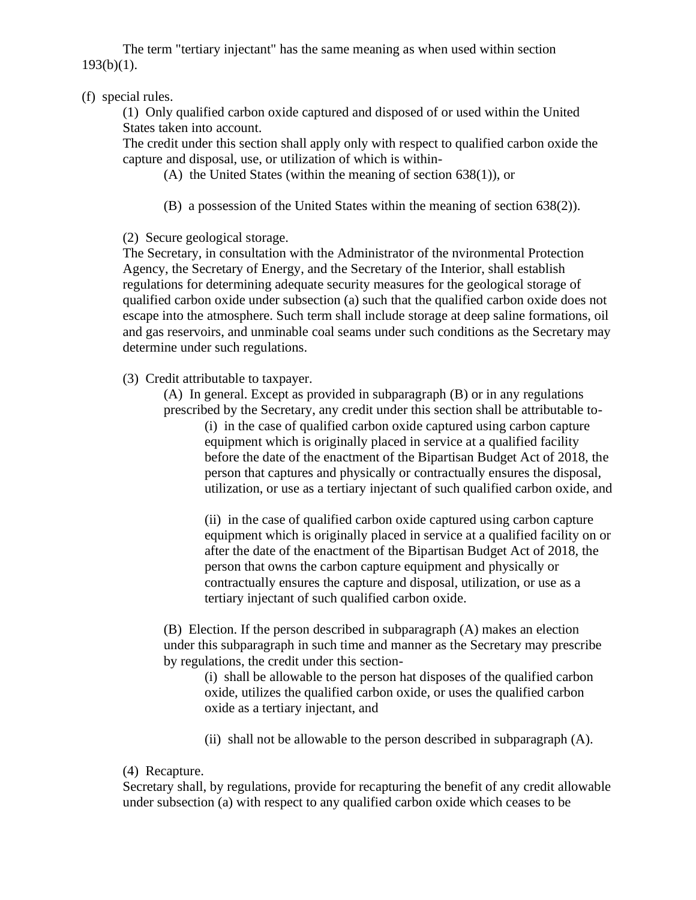The term "tertiary injectant" has the same meaning as when used within section 193(b)(1).

(f) special rules.

(1) Only qualified carbon oxide captured and disposed of or used within the United States taken into account.

The credit under this section shall apply only with respect to qualified carbon oxide the capture and disposal, use, or utilization of which is within-

(A) the United States (within the meaning of section 638(1)), or

(B) a possession of the United States within the meaning of section 638(2)).

(2) Secure geological storage.

The Secretary, in consultation with the Administrator of the nvironmental Protection Agency, the Secretary of Energy, and the Secretary of the Interior, shall establish regulations for determining adequate security measures for the geological storage of qualified carbon oxide under subsection (a) such that the qualified carbon oxide does not escape into the atmosphere. Such term shall include storage at deep saline formations, oil and gas reservoirs, and unminable coal seams under such conditions as the Secretary may determine under such regulations.

(3) Credit attributable to taxpayer.

(A) In general. Except as provided in subparagraph (B) or in any regulations prescribed by the Secretary, any credit under this section shall be attributable to-

(i) in the case of qualified carbon oxide captured using carbon capture equipment which is originally placed in service at a qualified facility before the date of the enactment of the Bipartisan Budget Act of 2018, the person that captures and physically or contractually ensures the disposal, utilization, or use as a tertiary injectant of such qualified carbon oxide, and

(ii) in the case of qualified carbon oxide captured using carbon capture equipment which is originally placed in service at a qualified facility on or after the date of the enactment of the Bipartisan Budget Act of 2018, the person that owns the carbon capture equipment and physically or contractually ensures the capture and disposal, utilization, or use as a tertiary injectant of such qualified carbon oxide.

(B) Election. If the person described in subparagraph (A) makes an election under this subparagraph in such time and manner as the Secretary may prescribe by regulations, the credit under this section-

(i) shall be allowable to the person hat disposes of the qualified carbon oxide, utilizes the qualified carbon oxide, or uses the qualified carbon oxide as a tertiary injectant, and

(ii) shall not be allowable to the person described in subparagraph (A).

(4) Recapture.

Secretary shall, by regulations, provide for recapturing the benefit of any credit allowable under subsection (a) with respect to any qualified carbon oxide which ceases to be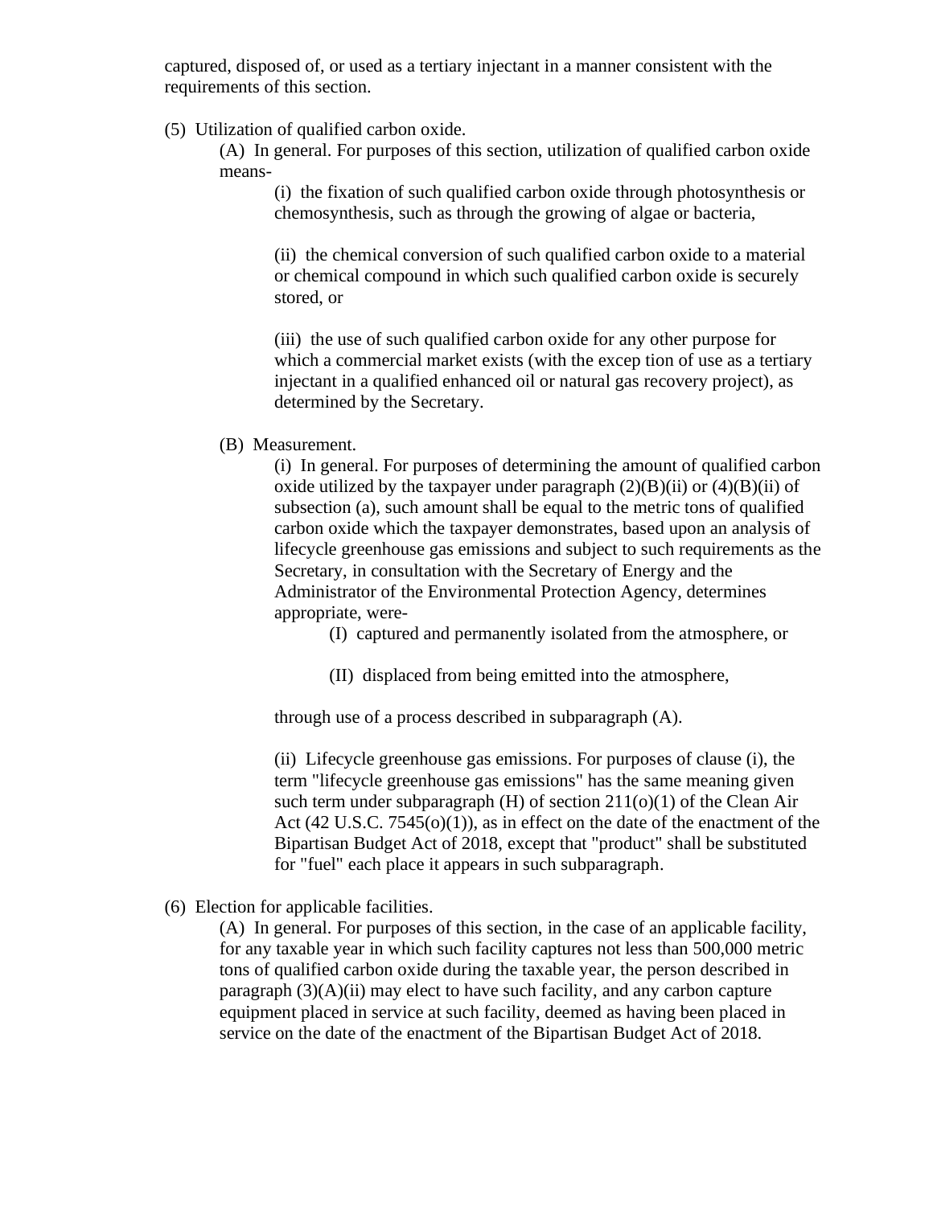captured, disposed of, or used as a tertiary injectant in a manner consistent with the requirements of this section.

(5) Utilization of qualified carbon oxide.

(A) In general. For purposes of this section, utilization of qualified carbon oxide means-

(i) the fixation of such qualified carbon oxide through photosynthesis or chemosynthesis, such as through the growing of algae or bacteria,

(ii) the chemical conversion of such qualified carbon oxide to a material or chemical compound in which such qualified carbon oxide is securely stored, or

(iii) the use of such qualified carbon oxide for any other purpose for which a commercial market exists (with the excep tion of use as a tertiary injectant in a qualified enhanced oil or natural gas recovery project), as determined by the Secretary.

(B) Measurement.

(i) In general. For purposes of determining the amount of qualified carbon oxide utilized by the taxpayer under paragraph (2)(B)(ii) or (4)(B)(ii) of subsection (a), such amount shall be equal to the metric tons of qualified carbon oxide which the taxpayer demonstrates, based upon an analysis of lifecycle greenhouse gas emissions and subject to such requirements as the Secretary, in consultation with the Secretary of Energy and the Administrator of the Environmental Protection Agency, determines appropriate, were-

(I) captured and permanently isolated from the atmosphere, or

(II) displaced from being emitted into the atmosphere,

through use of a process described in subparagraph (A).

(ii) Lifecycle greenhouse gas emissions. For purposes of clause (i), the term "lifecycle greenhouse gas emissions" has the same meaning given such term under subparagraph (H) of section 211(o)(1) of the Clean Air Act (42 U.S.C. 7545(o)(1)), as in effect on the date of the enactment of the Bipartisan Budget Act of 2018, except that "product" shall be substituted for "fuel" each place it appears in such subparagraph.

(6) Election for applicable facilities.

(A) In general. For purposes of this section, in the case of an applicable facility, for any taxable year in which such facility captures not less than 500,000 metric tons of qualified carbon oxide during the taxable year, the person described in paragraph (3)(A)(ii) may elect to have such facility, and any carbon capture equipment placed in service at such facility, deemed as having been placed in service on the date of the enactment of the Bipartisan Budget Act of 2018.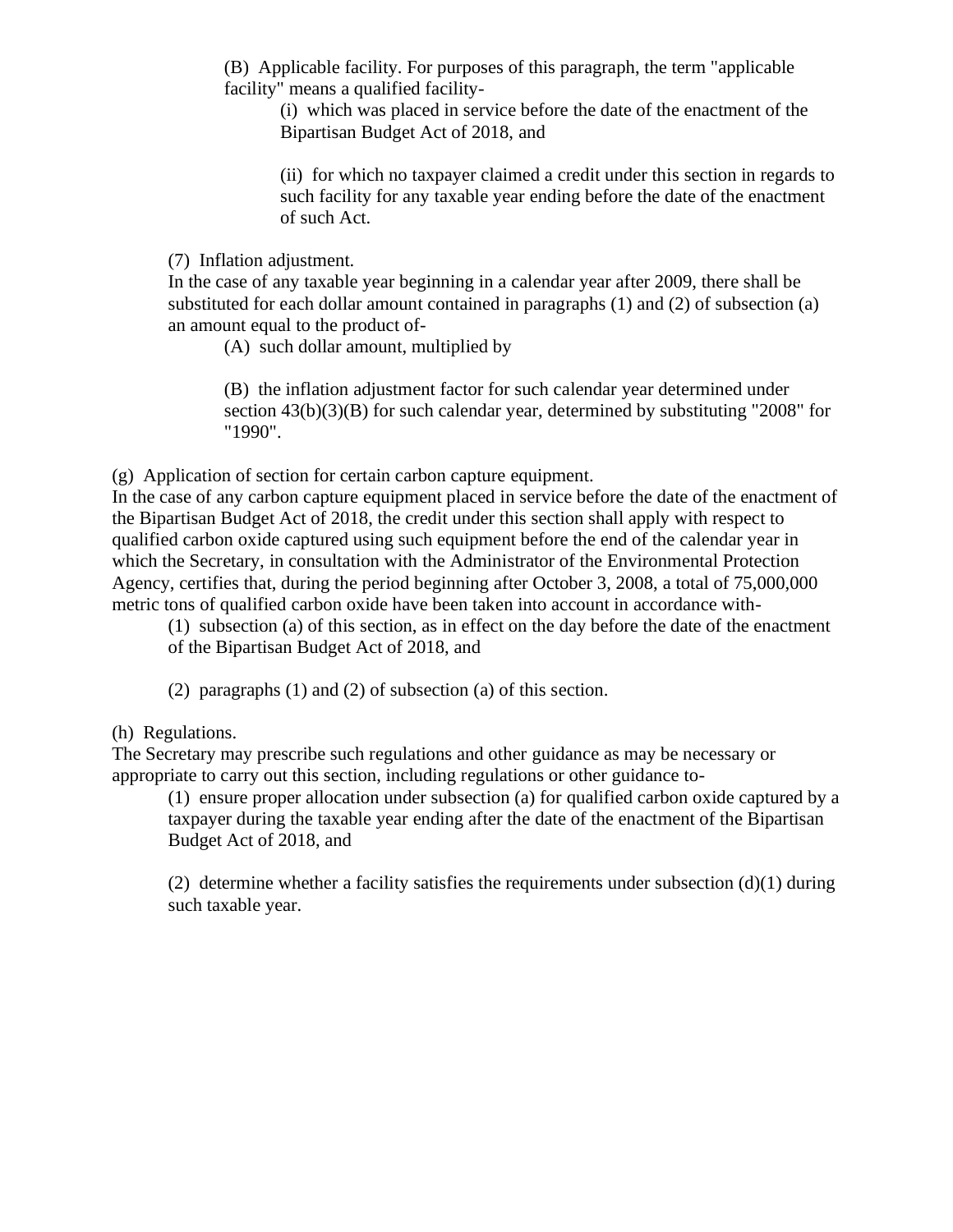(B) Applicable facility. For purposes of this paragraph, the term "applicable facility" means a qualified facility-

(i) which was placed in service before the date of the enactment of the Bipartisan Budget Act of 2018, and

(ii) for which no taxpayer claimed a credit under this section in regards to such facility for any taxable year ending before the date of the enactment of such Act.

(7) Inflation adjustment.
In the case of any taxable year beginning in a calendar year after 2009, there shall be substituted for each dollar amount contained in paragraphs (1) and (2) of subsection (a) an amount equal to the product of-

(A) such dollar amount, multiplied by

(B) the inflation adjustment factor for such calendar year determined under section 43(b)(3)(B) for such calendar year, determined by substituting "2008" for "1990".

(g) Application of section for certain carbon capture equipment.
In the case of any carbon capture equipment placed in service before the date of the enactment of the Bipartisan Budget Act of 2018, the credit under this section shall apply with respect to qualified carbon oxide captured using such equipment before the end of the calendar year in which the Secretary, in consultation with the Administrator of the Environmental Protection Agency, certifies that, during the period beginning after October 3, 2008, a total of 75,000,000 metric tons of qualified carbon oxide have been taken into account in accordance with-

(1) subsection (a) of this section, as in effect on the day before the date of the enactment of the Bipartisan Budget Act of 2018, and

(2) paragraphs (1) and (2) of subsection (a) of this section.

(h) Regulations.
The Secretary may prescribe such regulations and other guidance as may be necessary or appropriate to carry out this section, including regulations or other guidance to-

(1) ensure proper allocation under subsection (a) for qualified carbon oxide captured by a taxpayer during the taxable year ending after the date of the enactment of the Bipartisan Budget Act of 2018, and

(2) determine whether a facility satisfies the requirements under subsection (d)(1) during such taxable year.